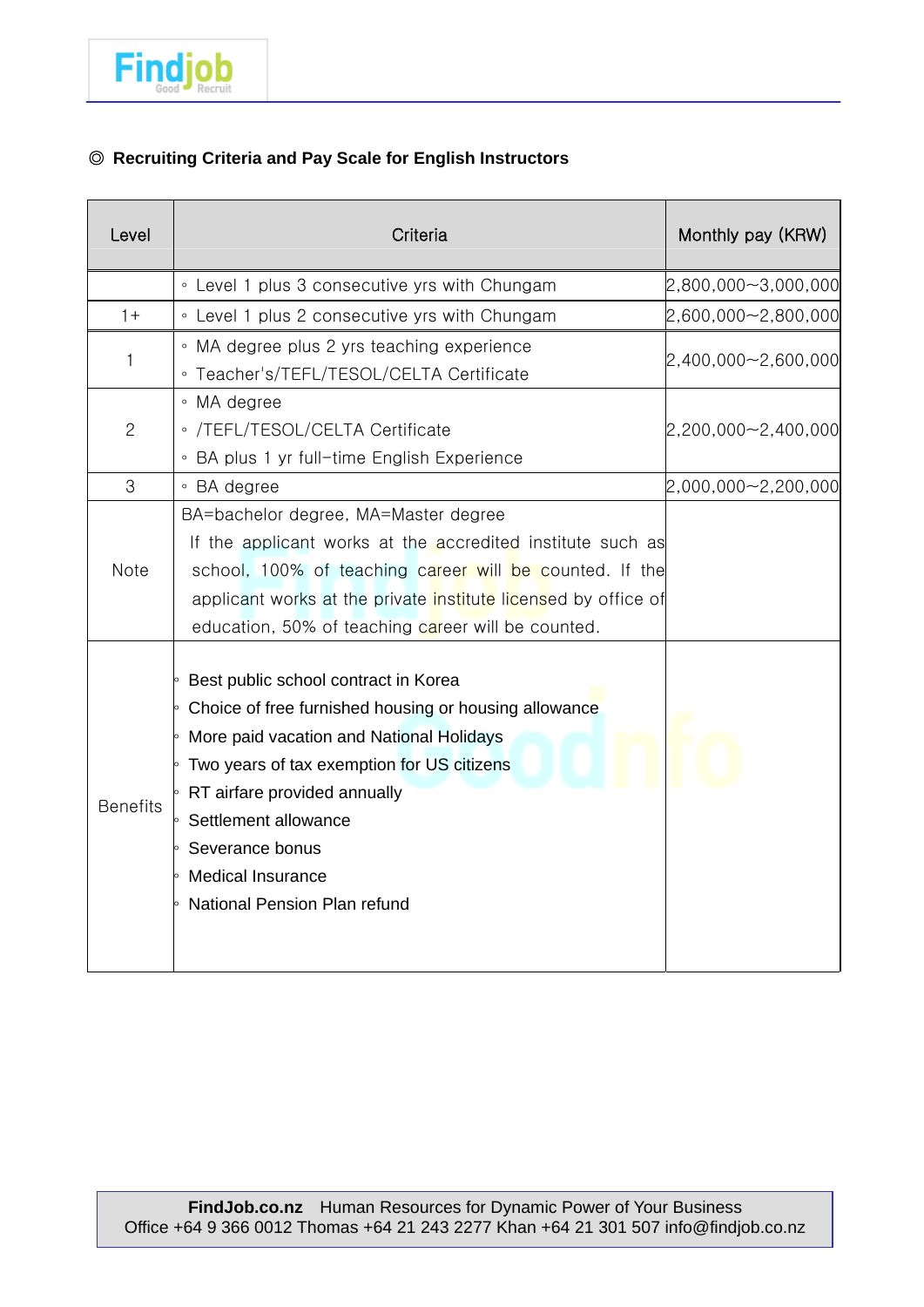◎ **Recruiting Criteria and Pay Scale for English Instructors**

| Level | Criteria | Monthly pay (KRW) |
|---|---|---|
| | ◦ Level 1 plus 3 consecutive yrs with Chungam | 2,800,000~3,000,000 |
| 1+ | ◦ Level 1 plus 2 consecutive yrs with Chungam | 2,600,000~2,800,000 |
| 1 | ◦ MA degree plus 2 yrs teaching experience<br>◦ Teacher's/TEFL/TESOL/CELTA Certificate | 2,400,000~2,600,000 |
| 2 | ◦ MA degree<br>◦ /TEFL/TESOL/CELTA Certificate<br>◦ BA plus 1 yr full-time English Experience | 2,200,000~2,400,000 |
| 3 | ◦ BA degree | 2,000,000~2,200,000 |
| Note | BA=bachelor degree, MA=Master degree<br>If the applicant works at the accredited institute such as school, 100% of teaching career will be counted. If the applicant works at the private institute licensed by office of education, 50% of teaching career will be counted. | |
| Benefits | ◦ Best public school contract in Korea<br>◦ Choice of free furnished housing or housing allowance<br>◦ More paid vacation and National Holidays<br>◦ Two years of tax exemption for US citizens<br>◦ RT airfare provided annually<br>◦ Settlement allowance<br>◦ Severance bonus<br>◦ Medical Insurance<br>◦ National Pension Plan refund | |

**FindJob.co.nz** Human Resources for Dynamic Power of Your Business
Office +64 9 366 0012 Thomas +64 21 243 2277 Khan +64 21 301 507 info@findjob.co.nz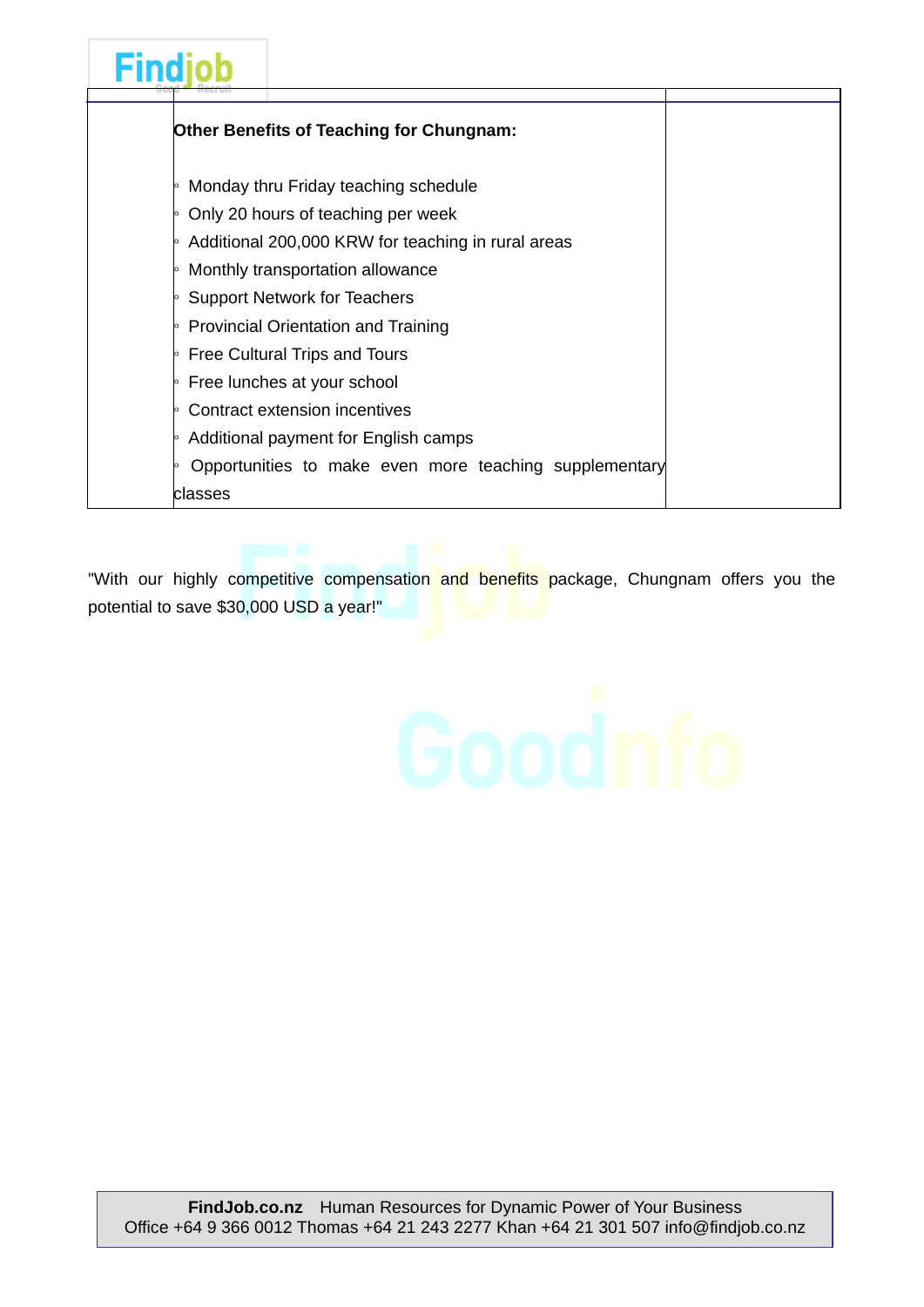**Other Benefits of Teaching for Chungnam:**

- Monday thru Friday teaching schedule
- Only 20 hours of teaching per week
- Additional 200,000 KRW for teaching in rural areas
- Monthly transportation allowance
- Support Network for Teachers
- Provincial Orientation and Training
- Free Cultural Trips and Tours
- Free lunches at your school
- Contract extension incentives
- Additional payment for English camps
- Opportunities to make even more teaching supplementary classes

"With our highly competitive compensation and benefits package, Chungnam offers you the potential to save $30,000 USD a year!"